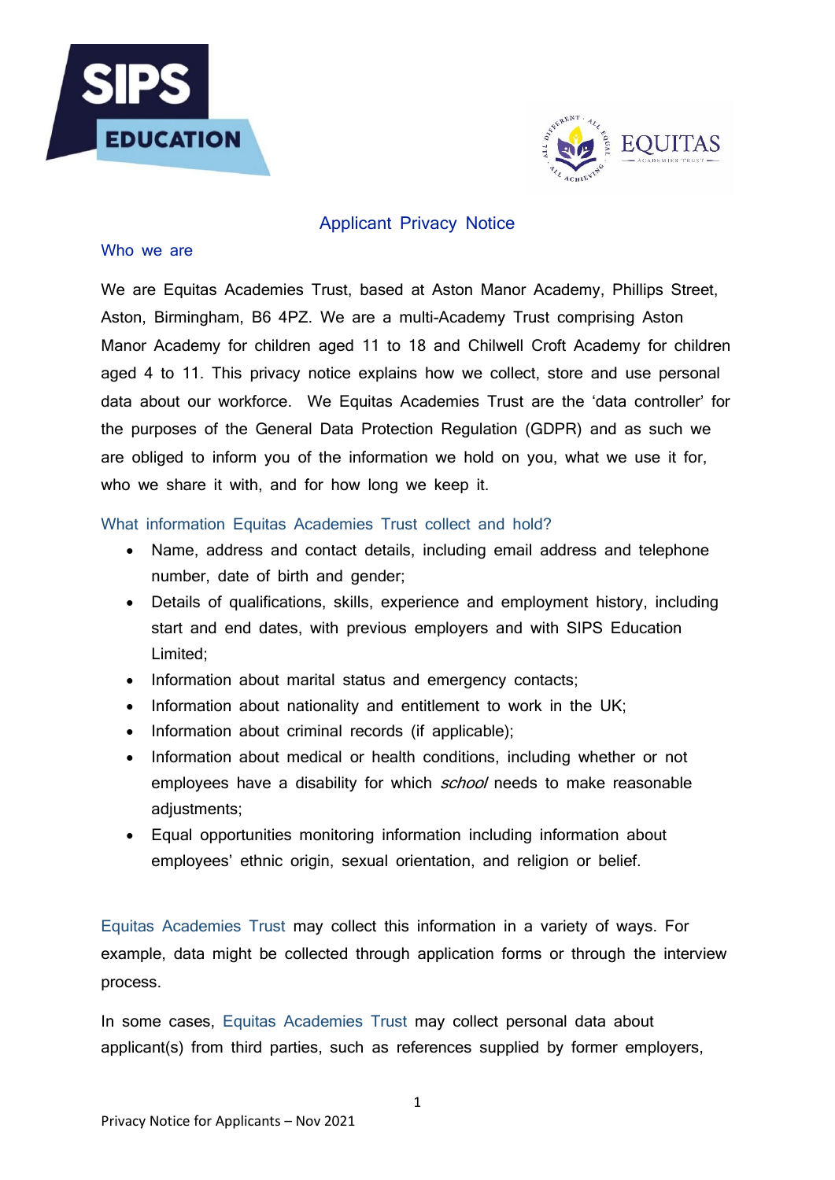# Applicant Privacy Notice

## Who we are

We are Equitas Academies Trust, based at Aston Manor Academy, Phillips Street, Aston, Birmingham, B6 4PZ. We are a multi-Academy Trust comprising Aston Manor Academy for children aged 11 to 18 and Chilwell Croft Academy for children aged 4 to 11. This privacy notice explains how we collect, store and use personal data about our workforce. We Equitas Academies Trust are the 'data controller' for the purposes of the General Data Protection Regulation (GDPR) and as such we are obliged to inform you of the information we hold on you, what we use it for, who we share it with, and for how long we keep it.

## What information Equitas Academies Trust collect and hold?

- Name, address and contact details, including email address and telephone number, date of birth and gender;
- Details of qualifications, skills, experience and employment history, including start and end dates, with previous employers and with SIPS Education Limited;
- Information about marital status and emergency contacts;
- Information about nationality and entitlement to work in the UK;
- Information about criminal records (if applicable);
- Information about medical or health conditions, including whether or not employees have a disability for which *school* needs to make reasonable adjustments;
- Equal opportunities monitoring information including information about employees' ethnic origin, sexual orientation, and religion or belief.

Equitas Academies Trust may collect this information in a variety of ways. For example, data might be collected through application forms or through the interview process.

In some cases, Equitas Academies Trust may collect personal data about applicant(s) from third parties, such as references supplied by former employers,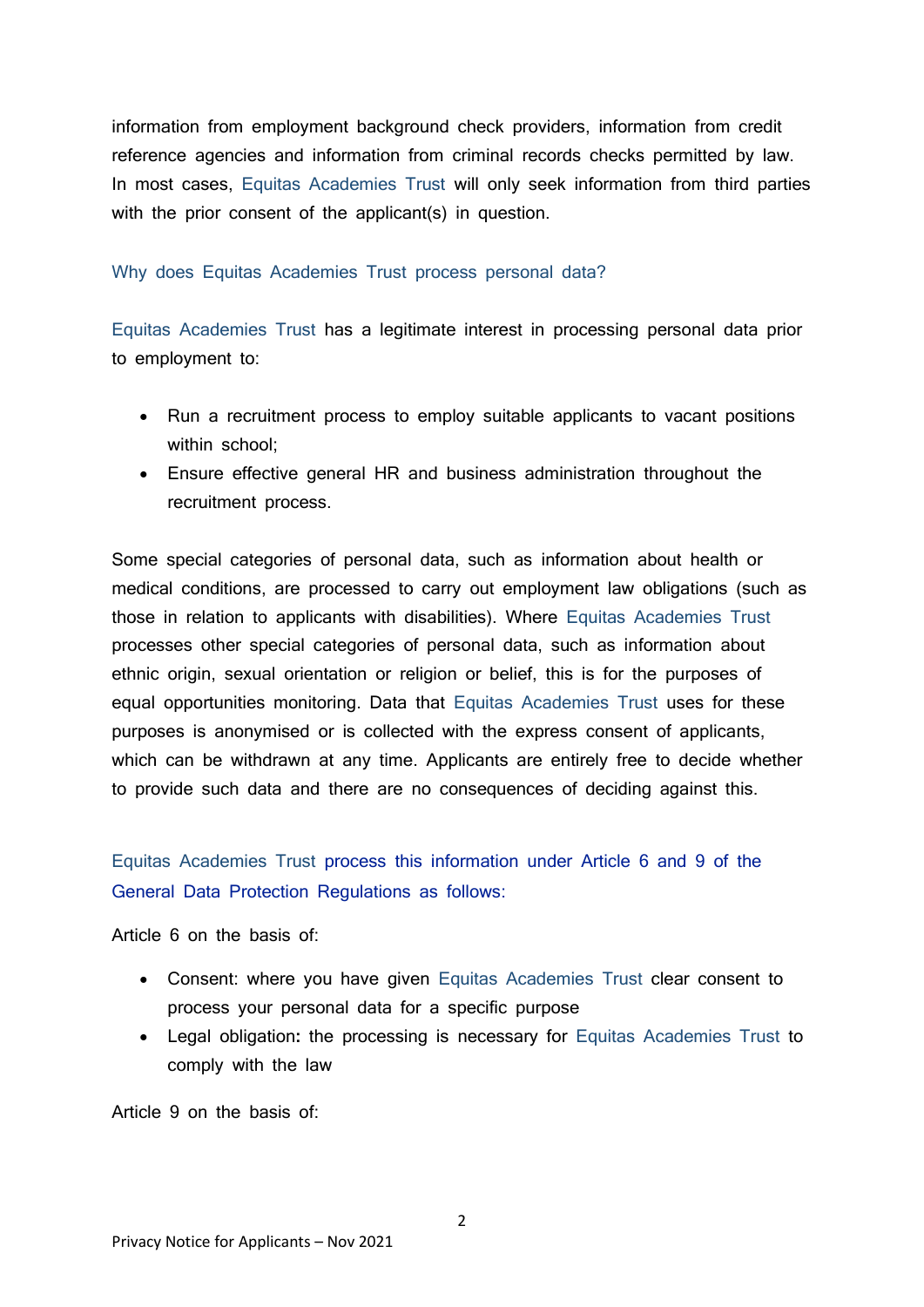information from employment background check providers, information from credit reference agencies and information from criminal records checks permitted by law. In most cases, Equitas Academies Trust will only seek information from third parties with the prior consent of the applicant(s) in question.

## Why does Equitas Academies Trust process personal data?

Equitas Academies Trust has a legitimate interest in processing personal data prior to employment to:

- Run a recruitment process to employ suitable applicants to vacant positions within school;
- Ensure effective general HR and business administration throughout the recruitment process.

Some special categories of personal data, such as information about health or medical conditions, are processed to carry out employment law obligations (such as those in relation to applicants with disabilities). Where Equitas Academies Trust processes other special categories of personal data, such as information about ethnic origin, sexual orientation or religion or belief, this is for the purposes of equal opportunities monitoring. Data that Equitas Academies Trust uses for these purposes is anonymised or is collected with the express consent of applicants, which can be withdrawn at any time. Applicants are entirely free to decide whether to provide such data and there are no consequences of deciding against this.

## Equitas Academies Trust process this information under Article 6 and 9 of the General Data Protection Regulations as follows:

Article 6 on the basis of:

- Consent: where you have given Equitas Academies Trust clear consent to process your personal data for a specific purpose
- Legal obligation**:** the processing is necessary for Equitas Academies Trust to comply with the law

Article 9 on the basis of: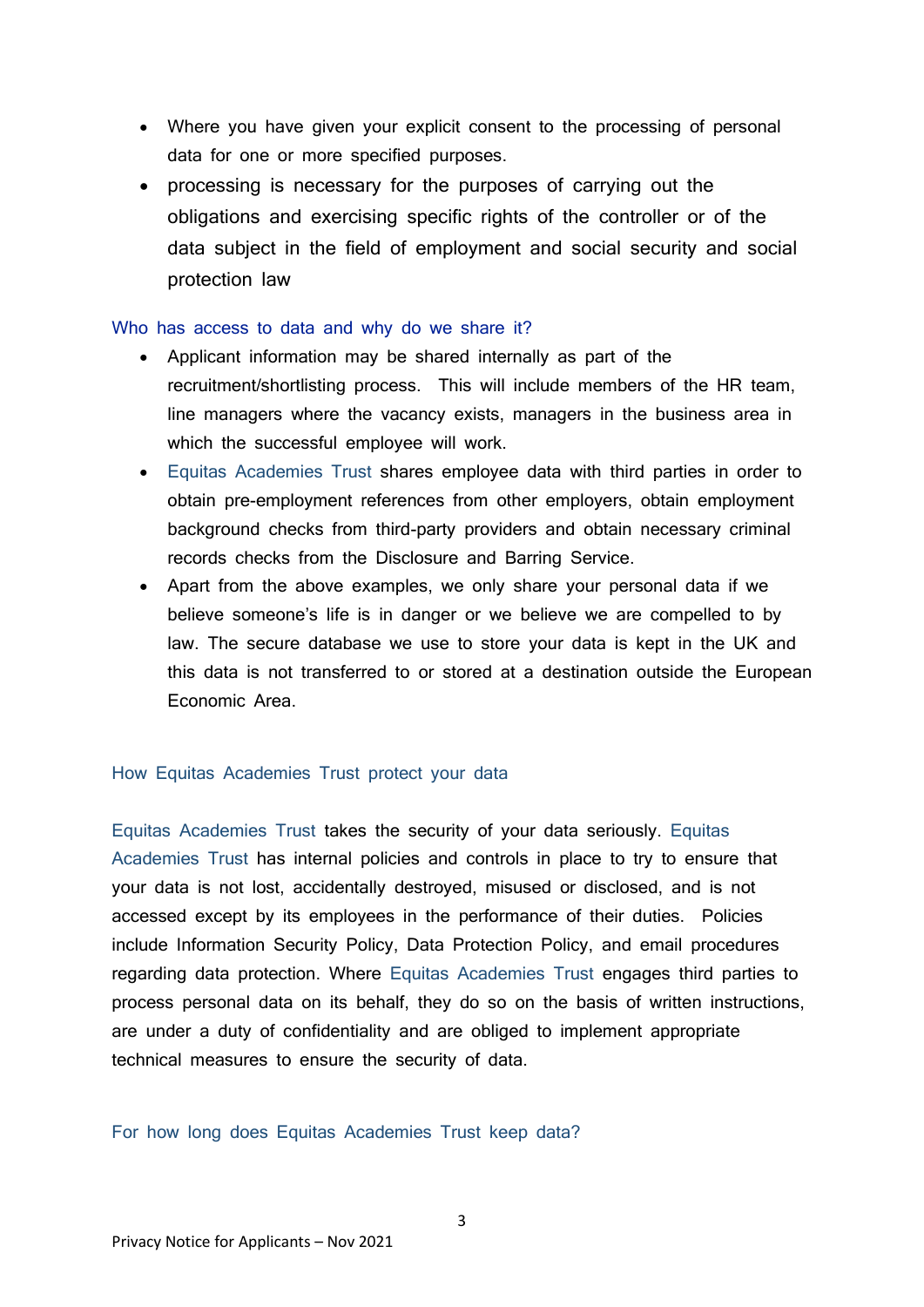- Where you have given your explicit consent to the processing of personal data for one or more specified purposes.
- processing is necessary for the purposes of carrying out the obligations and exercising specific rights of the controller or of the data subject in the field of employment and social security and social protection law

## Who has access to data and why do we share it?

- Applicant information may be shared internally as part of the recruitment/shortlisting process. This will include members of the HR team, line managers where the vacancy exists, managers in the business area in which the successful employee will work.
- Equitas Academies Trust shares employee data with third parties in order to obtain pre-employment references from other employers, obtain employment background checks from third-party providers and obtain necessary criminal records checks from the Disclosure and Barring Service.
- Apart from the above examples, we only share your personal data if we believe someone's life is in danger or we believe we are compelled to by law. The secure database we use to store your data is kept in the UK and this data is not transferred to or stored at a destination outside the European Economic Area.

## How Equitas Academies Trust protect your data

Equitas Academies Trust takes the security of your data seriously. Equitas Academies Trust has internal policies and controls in place to try to ensure that your data is not lost, accidentally destroyed, misused or disclosed, and is not accessed except by its employees in the performance of their duties. Policies include Information Security Policy, Data Protection Policy, and email procedures regarding data protection. Where Equitas Academies Trust engages third parties to process personal data on its behalf, they do so on the basis of written instructions, are under a duty of confidentiality and are obliged to implement appropriate technical measures to ensure the security of data.

## For how long does Equitas Academies Trust keep data?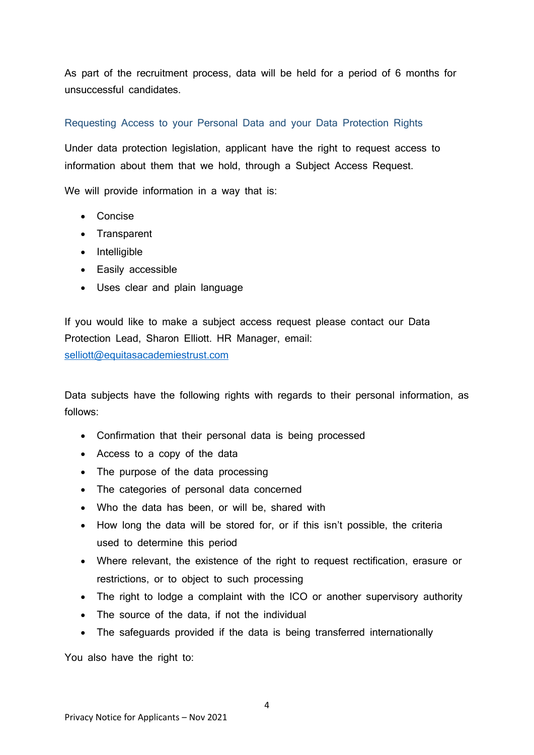As part of the recruitment process, data will be held for a period of 6 months for unsuccessful candidates.

## Requesting Access to your Personal Data and your Data Protection Rights

Under data protection legislation, applicant have the right to request access to information about them that we hold, through a Subject Access Request.

We will provide information in a way that is:

- Concise
- Transparent
- Intelligible
- Easily accessible
- Uses clear and plain language

If you would like to make a subject access request please contact our Data Protection Lead, Sharon Elliott. HR Manager, email: [selliott@equitasacademiestrust.com](mailto:selliott@equitasacademiestrust.com)

Data subjects have the following rights with regards to their personal information, as follows:

- Confirmation that their personal data is being processed
- Access to a copy of the data
- The purpose of the data processing
- The categories of personal data concerned
- Who the data has been, or will be, shared with
- How long the data will be stored for, or if this isn't possible, the criteria used to determine this period
- Where relevant, the existence of the right to request rectification, erasure or restrictions, or to object to such processing
- The right to lodge a complaint with the ICO or another supervisory authority
- The source of the data, if not the individual
- The safeguards provided if the data is being transferred internationally

You also have the right to: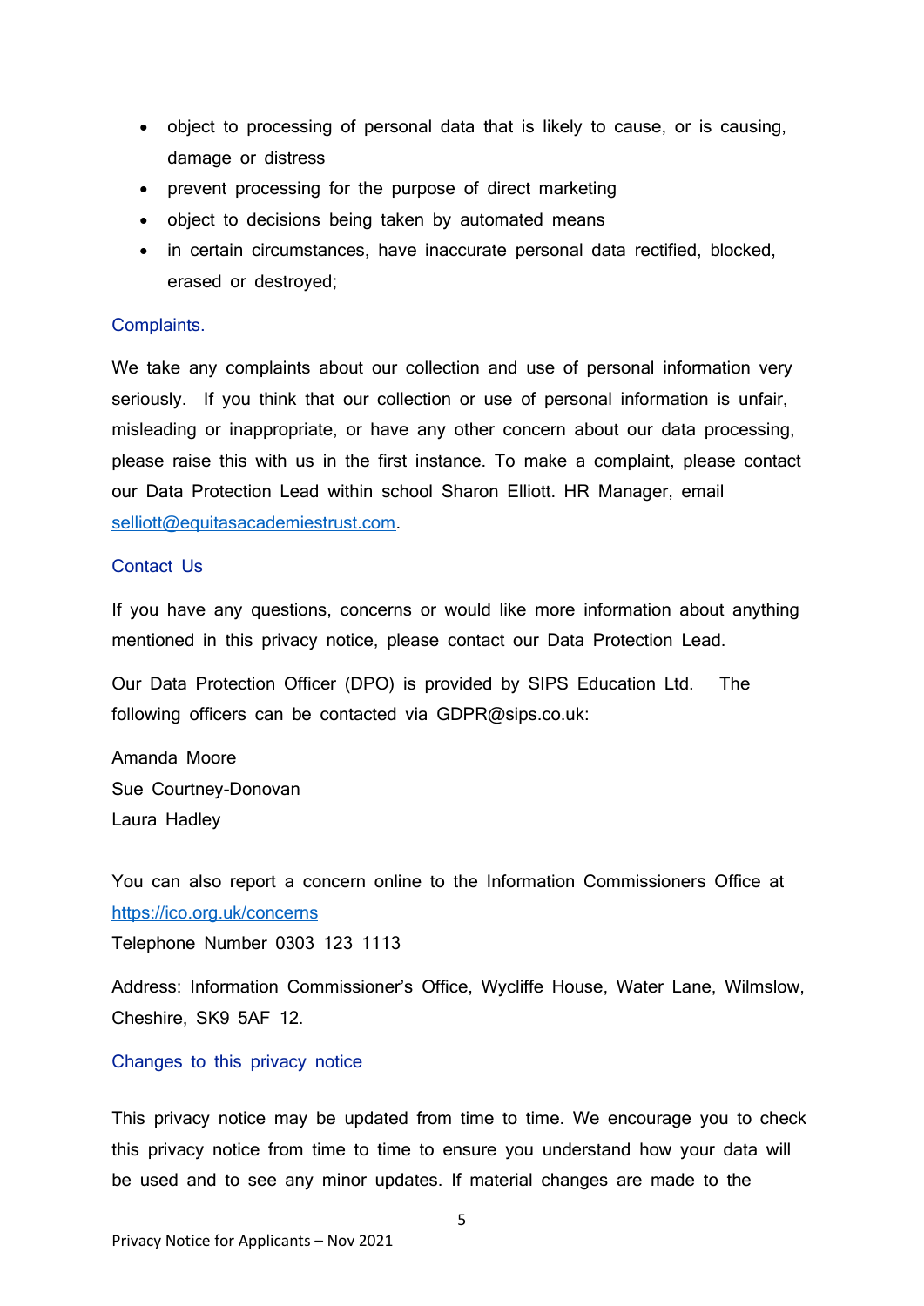- object to processing of personal data that is likely to cause, or is causing, damage or distress
- prevent processing for the purpose of direct marketing
- object to decisions being taken by automated means
- in certain circumstances, have inaccurate personal data rectified, blocked, erased or destroyed;

## Complaints.

We take any complaints about our collection and use of personal information very seriously. If you think that our collection or use of personal information is unfair, misleading or inappropriate, or have any other concern about our data processing, please raise this with us in the first instance. To make a complaint, please contact our Data Protection Lead within school Sharon Elliott. HR Manager, email selliott@equitasacademiestrust.com.

## Contact Us

If you have any questions, concerns or would like more information about anything mentioned in this privacy notice, please contact our Data Protection Lead.

Our Data Protection Officer (DPO) is provided by SIPS Education Ltd. The following officers can be contacted via GDPR@sips.co.uk:

Amanda Moore
Sue Courtney-Donovan
Laura Hadley

You can also report a concern online to the Information Commissioners Office at https://ico.org.uk/concerns
Telephone Number 0303 123 1113

Address: Information Commissioner's Office, Wycliffe House, Water Lane, Wilmslow, Cheshire, SK9 5AF 12.

## Changes to this privacy notice

This privacy notice may be updated from time to time. We encourage you to check this privacy notice from time to time to ensure you understand how your data will be used and to see any minor updates. If material changes are made to the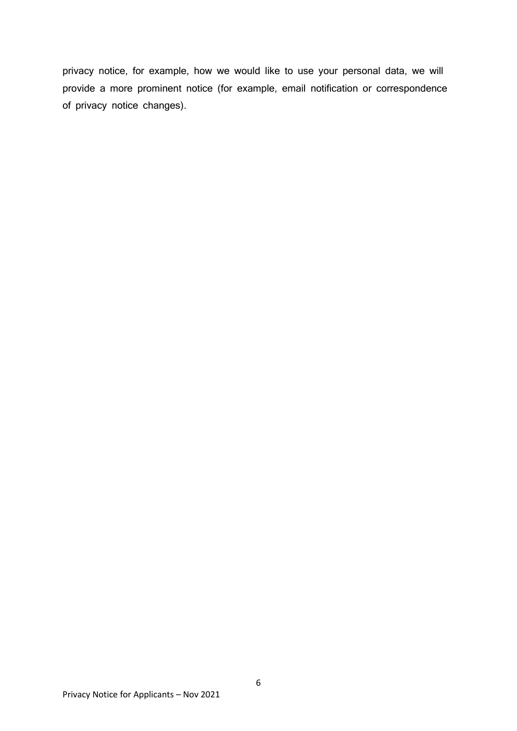privacy notice, for example, how we would like to use your personal data, we will provide a more prominent notice (for example, email notification or correspondence of privacy notice changes).